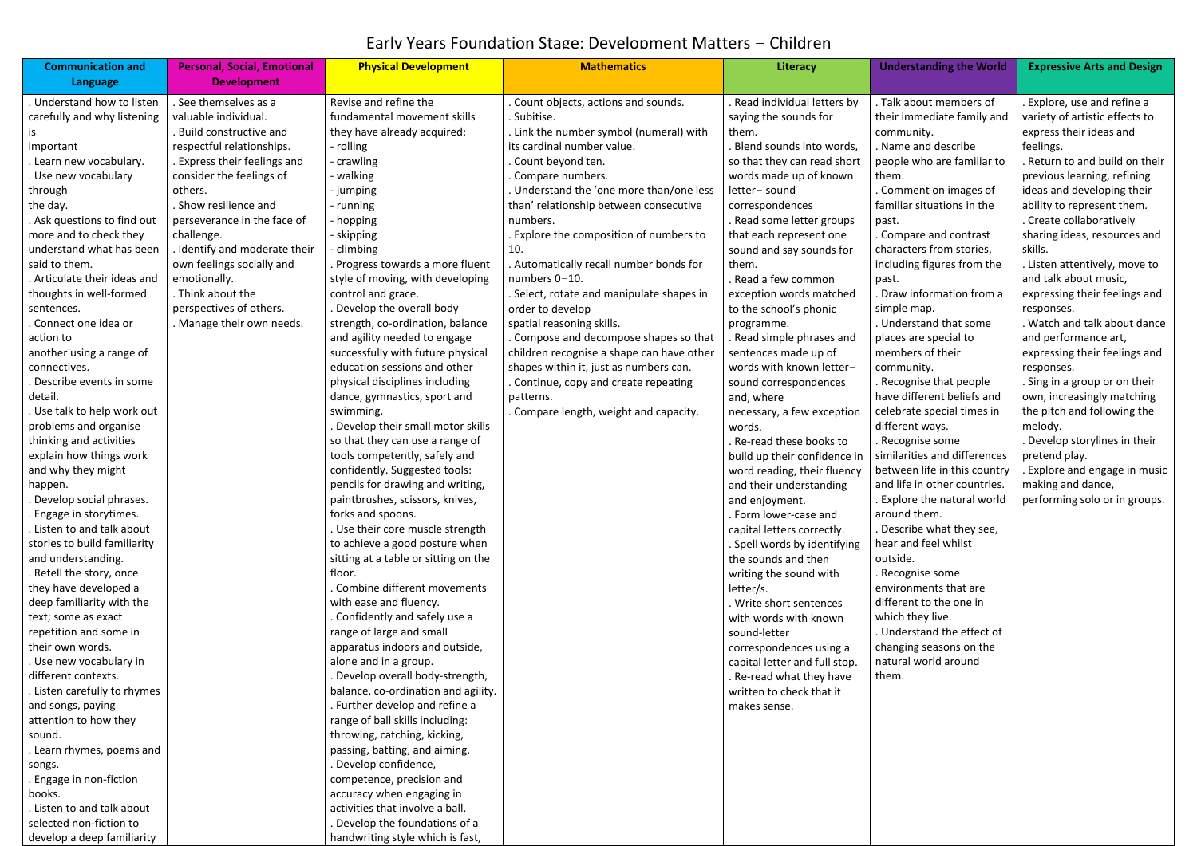# Early Years Foundation Stage: Development Matters – Children

| Communication and Language | Personal, Social, Emotional Development | Physical Development | Mathematics | Literacy | Understanding the World | Expressive Arts and Design |
|---|---|---|---|---|---|---|
| . Understand how to listen carefully and why listening is important<br>. Learn new vocabulary.<br>. Use new vocabulary through the day.<br>. Ask questions to find out more and to check they understand what has been said to them.<br>. Articulate their ideas and thoughts in well-formed sentences.<br>. Connect one idea or action to another using a range of connectives.<br>. Describe events in some detail.<br>. Use talk to help work out problems and organise thinking and activities explain how things work and why they might happen.<br>. Develop social phrases.<br>. Engage in storytimes.<br>. Listen to and talk about stories to build familiarity and understanding.<br>. Retell the story, once they have developed a deep familiarity with the text; some as exact repetition and some in their own words.<br>. Use new vocabulary in different contexts.<br>. Listen carefully to rhymes and songs, paying attention to how they sound.<br>. Learn rhymes, poems and songs.<br>. Engage in non-fiction books.<br>. Listen to and talk about selected non-fiction to develop a deep familiarity | . See themselves as a valuable individual.<br>. Build constructive and respectful relationships.<br>. Express their feelings and consider the feelings of others.<br>. Show resilience and perseverance in the face of challenge.<br>. Identify and moderate their own feelings socially and emotionally.<br>. Think about the perspectives of others.<br>. Manage their own needs. | Revise and refine the fundamental movement skills they have already acquired:<br>- rolling<br>- crawling<br>- walking<br>- jumping<br>- running<br>- hopping<br>- skipping<br>- climbing<br>. Progress towards a more fluent style of moving, with developing control and grace.<br>. Develop the overall body strength, co-ordination, balance and agility needed to engage successfully with future physical education sessions and other physical disciplines including dance, gymnastics, sport and swimming.<br>. Develop their small motor skills so that they can use a range of tools competently, safely and confidently. Suggested tools: pencils for drawing and writing, paintbrushes, scissors, knives, forks and spoons.<br>. Use their core muscle strength to achieve a good posture when sitting at a table or sitting on the floor.<br>. Combine different movements with ease and fluency.<br>. Confidently and safely use a range of large and small apparatus indoors and outside, alone and in a group.<br>. Develop overall body-strength, balance, co-ordination and agility.<br>. Further develop and refine a range of ball skills including: throwing, catching, kicking, passing, batting, and aiming.<br>. Develop confidence, competence, precision and accuracy when engaging in activities that involve a ball.<br>. Develop the foundations of a handwriting style which is fast, | . Count objects, actions and sounds.<br>. Subitise.<br>. Link the number symbol (numeral) with its cardinal number value.<br>. Count beyond ten.<br>. Compare numbers.<br>. Understand the 'one more than/one less than' relationship between consecutive numbers.<br>. Explore the composition of numbers to 10.<br>. Automatically recall number bonds for numbers 0–10.<br>. Select, rotate and manipulate shapes in order to develop spatial reasoning skills.<br>. Compose and decompose shapes so that children recognise a shape can have other shapes within it, just as numbers can.<br>. Continue, copy and create repeating patterns.<br>. Compare length, weight and capacity. | . Read individual letters by saying the sounds for them.<br>. Blend sounds into words, so that they can read short words made up of known letter– sound correspondences.<br>. Read some letter groups that each represent one sound and say sounds for them.<br>. Read a few common exception words matched to the school's phonic programme.<br>. Read simple phrases and sentences made up of words with known letter– sound correspondences and, where necessary, a few exception words.<br>. Re-read these books to build up their confidence in word reading, their fluency and their understanding and enjoyment.<br>. Form lower-case and capital letters correctly.<br>. Spell words by identifying the sounds and then writing the sound with letter/s.<br>. Write short sentences with words with known sound-letter correspondences using a capital letter and full stop.<br>. Re-read what they have written to check that it makes sense. | . Talk about members of their immediate family and community.<br>. Name and describe people who are familiar to them.<br>. Comment on images of familiar situations in the past.<br>. Compare and contrast characters from stories, including figures from the past.<br>. Draw information from a simple map.<br>. Understand that some places are special to members of their community.<br>. Recognise that people have different beliefs and celebrate special times in different ways.<br>. Recognise some similarities and differences between life in this country and life in other countries.<br>. Explore the natural world around them.<br>. Describe what they see, hear and feel whilst outside.<br>. Recognise some environments that are different to the one in which they live.<br>. Understand the effect of changing seasons on the natural world around them. | . Explore, use and refine a variety of artistic effects to express their ideas and feelings.<br>. Return to and build on their previous learning, refining ideas and developing their ability to represent them.<br>. Create collaboratively sharing ideas, resources and skills.<br>. Listen attentively, move to and talk about music, expressing their feelings and responses.<br>. Watch and talk about dance and performance art, expressing their feelings and responses.<br>. Sing in a group or on their own, increasingly matching the pitch and following the melody.<br>. Develop storylines in their pretend play.<br>. Explore and engage in music making and dance, performing solo or in groups. |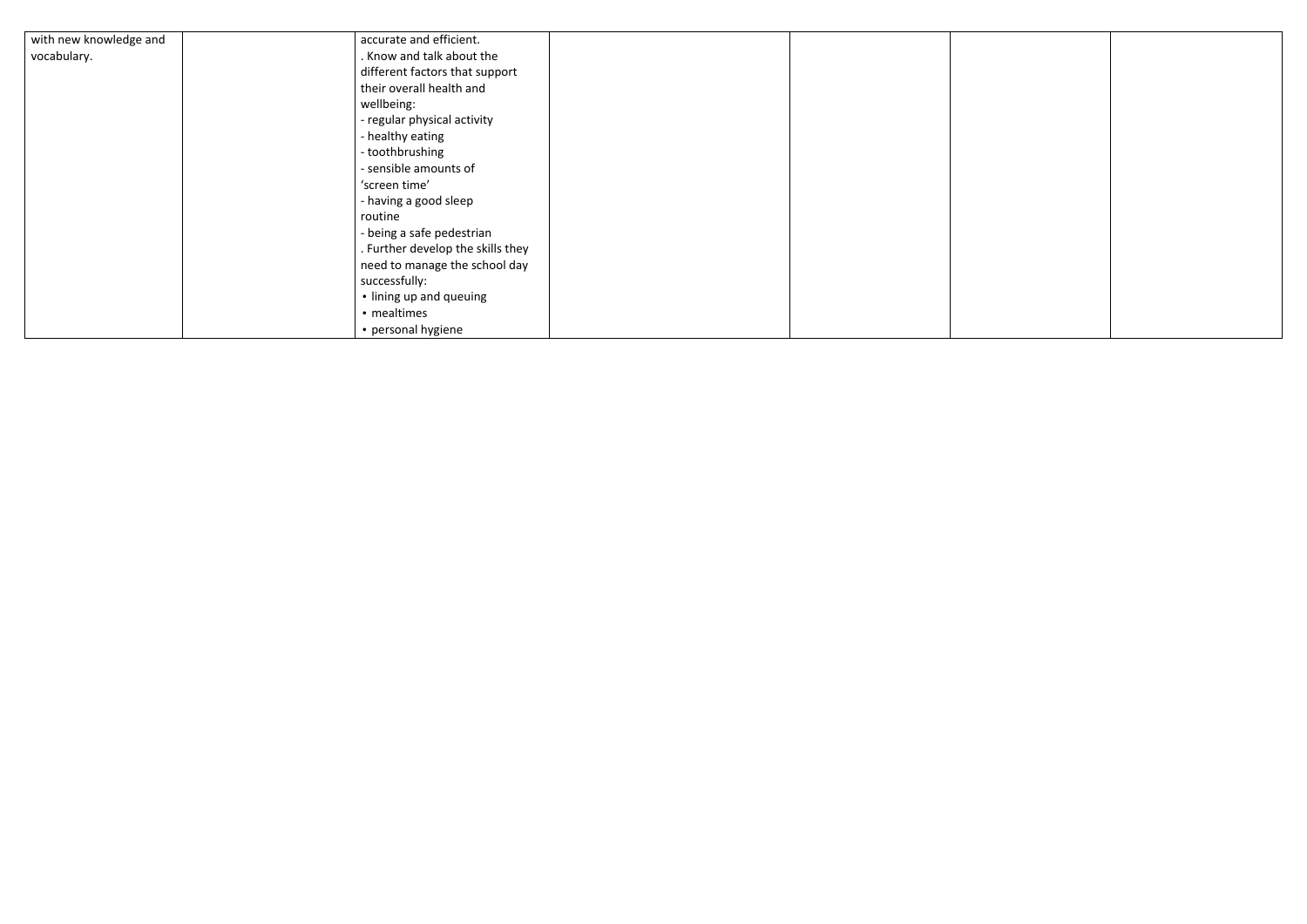| | | | | | | |
|---|---|---|---|---|---|---|
| with new knowledge and vocabulary. | | accurate and efficient.<br>. Know and talk about the different factors that support their overall health and wellbeing:<br>- regular physical activity<br>- healthy eating<br>- toothbrushing<br>- sensible amounts of 'screen time'<br>- having a good sleep routine<br>- being a safe pedestrian<br>. Further develop the skills they need to manage the school day successfully:<br>• lining up and queuing<br>• mealtimes<br>• personal hygiene | | | | |